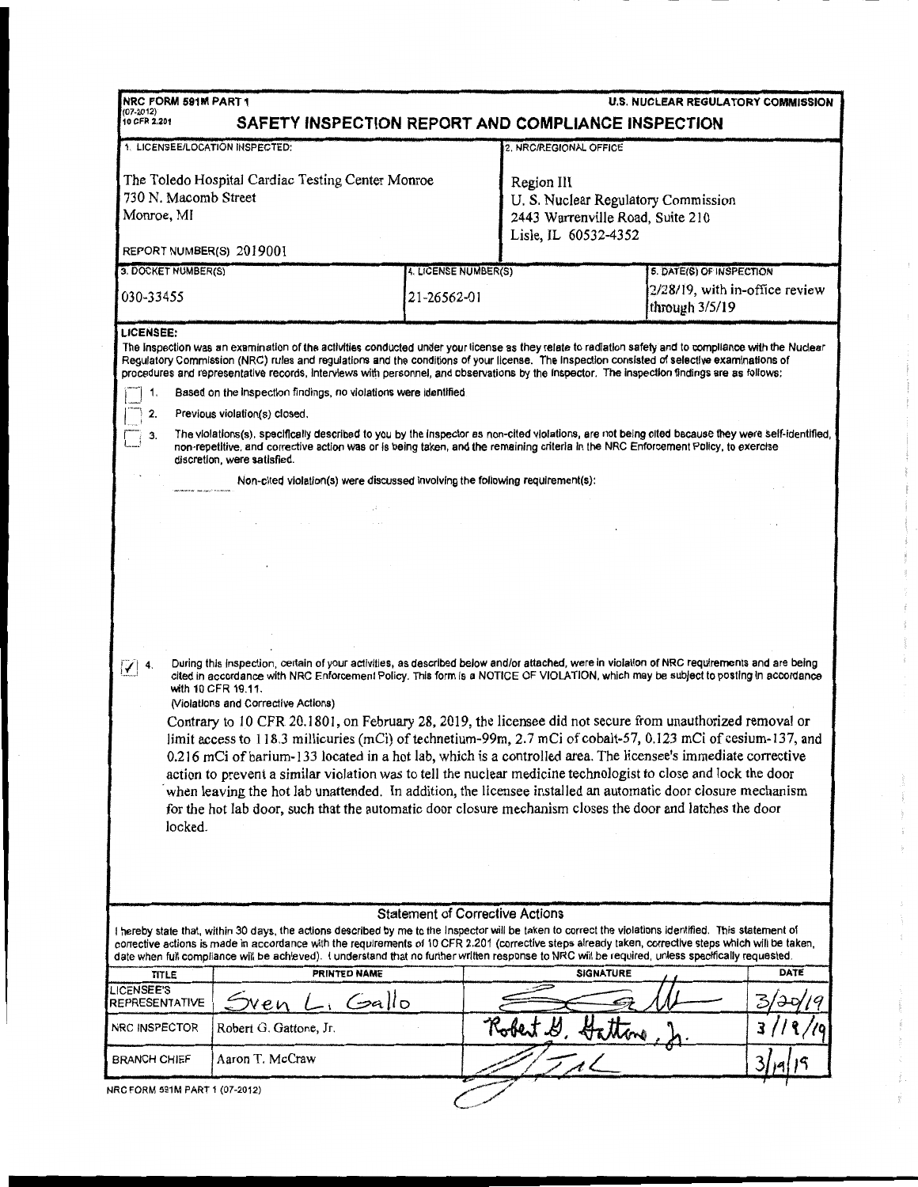NRC FORM 591M PART 1
(07-2012)
10 CFR 2.201

**U.S. NUCLEAR REGULATORY COMMISSION**

# SAFETY INSPECTION REPORT AND COMPLIANCE INSPECTION

| 1. LICENSEE/LOCATION INSPECTED: | 2. NRC/REGIONAL OFFICE |
|---|---|
| The Toledo Hospital Cardiac Testing Center Monroe<br>730 N. Macomb Street<br>Monroe, MI<br><br>REPORT NUMBER(S) 2019001 | Region III<br>U. S. Nuclear Regulatory Commission<br>2443 Warrenville Road, Suite 210<br>Lisle, IL 60532-4352 |

| 3. DOCKET NUMBER(S) | 4. LICENSE NUMBER(S) | 5. DATE(S) OF INSPECTION |
|---|---|---|
| 030-33455 | 21-26562-01 | 2/28/19, with in-office review through 3/5/19 |

**LICENSEE:**

The inspection was an examination of the activities conducted under your license as they relate to radiation safety and to compliance with the Nuclear Regulatory Commission (NRC) rules and regulations and the conditions of your license. The inspection consisted of selective examinations of procedures and representative records, interviews with personnel, and observations by the inspector. The inspection findings are as follows:

☐ 1. Based on the inspection findings, no violations were identified.

☐ 2. Previous violation(s) closed.

☐ 3. The violations(s), specifically described to you by the inspector as non-cited violations, are not being cited because they were self-identified, non-repetitive, and corrective action was or is being taken, and the remaining criteria in the NRC Enforcement Policy, to exercise discretion, were satisfied.

Non-cited violation(s) were discussed involving the following requirement(s):

☑ 4. During this inspection, certain of your activities, as described below and/or attached, were in violation of NRC requirements and are being cited in accordance with NRC Enforcement Policy. This form is a NOTICE OF VIOLATION, which may be subject to posting in accordance with 10 CFR 19.11.

(Violations and Corrective Actions)

Contrary to 10 CFR 20.1801, on February 28, 2019, the licensee did not secure from unauthorized removal or limit access to 118.3 millicuries (mCi) of technetium-99m, 2.7 mCi of cobalt-57, 0.123 mCi of cesium-137, and 0.216 mCi of barium-133 located in a hot lab, which is a controlled area. The licensee's immediate corrective action to prevent a similar violation was to tell the nuclear medicine technologist to close and lock the door when leaving the hot lab unattended. In addition, the licensee installed an automatic door closure mechanism for the hot lab door, such that the automatic door closure mechanism closes the door and latches the door locked.

## Statement of Corrective Actions

I hereby state that, within 30 days, the actions described by me to the Inspector will be taken to correct the violations identified. This statement of corrective actions is made in accordance with the requirements of 10 CFR 2.201 (corrective steps already taken, corrective steps which will be taken, date when full compliance will be achieved). I understand that no further written response to NRC will be required, unless specifically requested.

| TITLE | PRINTED NAME | SIGNATURE | DATE |
|---|---|---|---|
| LICENSEE'S REPRESENTATIVE | Sven L. Gallo | [signature] | 3/20/19 |
| NRC INSPECTOR | Robert G. Gattone, Jr. | Robert G. Gattone, Jr. | 3/19/19 |
| BRANCH CHIEF | Aaron T. McCraw | [signature] | 3/19/19 |

NRC FORM 591M PART 1 (07-2012)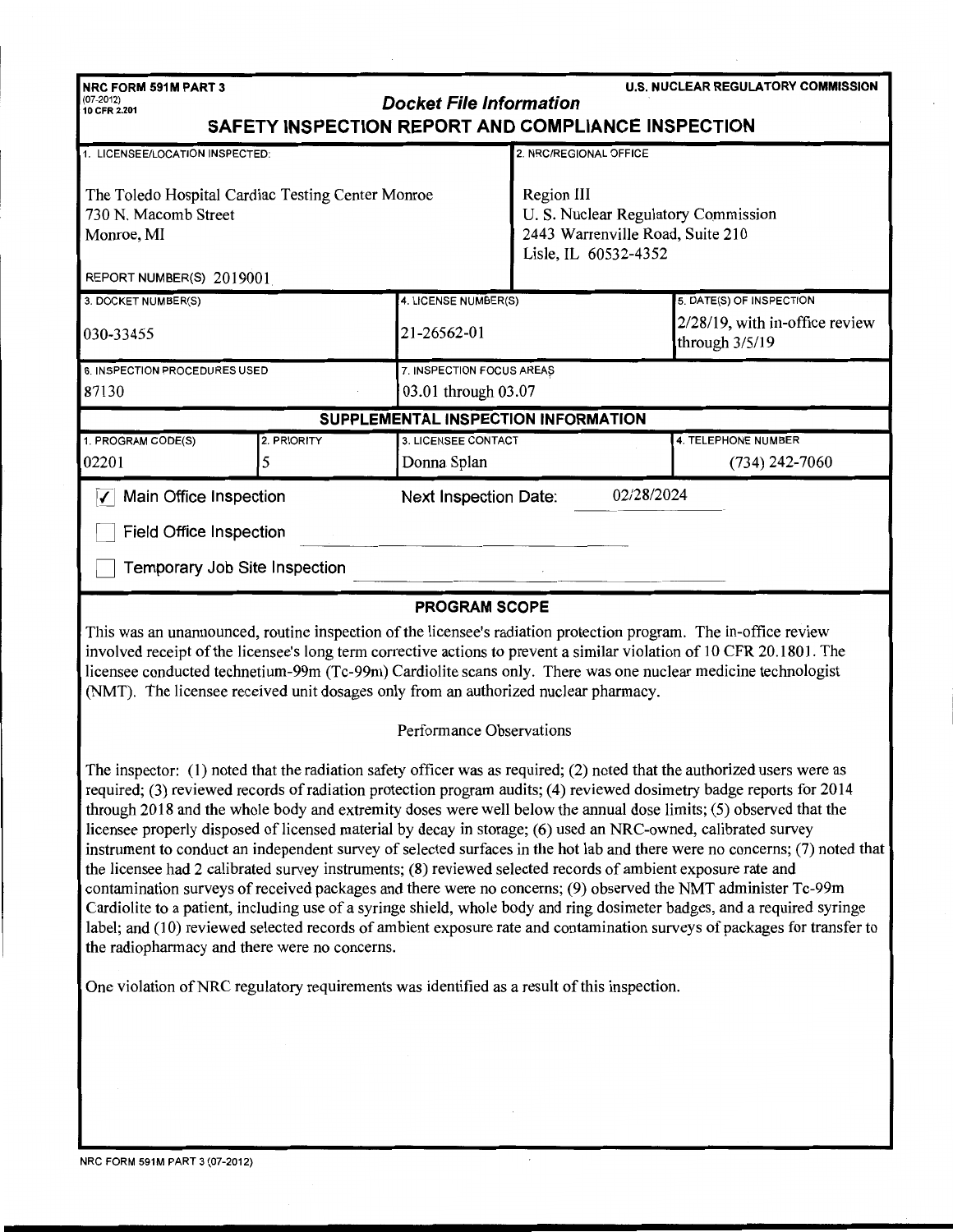**NRC FORM 591M PART 3**
(07-2012)
10 CFR 2.201

**U.S. NUCLEAR REGULATORY COMMISSION**

***Docket File Information***

## SAFETY INSPECTION REPORT AND COMPLIANCE INSPECTION

| 1. LICENSEE/LOCATION INSPECTED: | 2. NRC/REGIONAL OFFICE |
|---|---|
| The Toledo Hospital Cardiac Testing Center Monroe<br>730 N. Macomb Street<br>Monroe, MI<br><br>REPORT NUMBER(S) 2019001 | Region III<br>U. S. Nuclear Regulatory Commission<br>2443 Warrenville Road, Suite 210<br>Lisle, IL 60532-4352 |

| 3. DOCKET NUMBER(S) | 4. LICENSE NUMBER(S) | 5. DATE(S) OF INSPECTION |
|---|---|---|
| 030-33455 | 21-26562-01 | 2/28/19, with in-office review through 3/5/19 |

| 6. INSPECTION PROCEDURES USED | 7. INSPECTION FOCUS AREAS |
|---|---|
| 87130 | 03.01 through 03.07 |

### SUPPLEMENTAL INSPECTION INFORMATION

| 1. PROGRAM CODE(S) | 2. PRIORITY | 3. LICENSEE CONTACT | 4. TELEPHONE NUMBER |
|---|---|---|---|
| 02201 | 5 | Donna Splan | (734) 242-7060 |

☑ Main Office Inspection — Next Inspection Date: 02/28/2024

☐ Field Office Inspection

☐ Temporary Job Site Inspection

### PROGRAM SCOPE

This was an unannounced, routine inspection of the licensee's radiation protection program. The in-office review involved receipt of the licensee's long term corrective actions to prevent a similar violation of 10 CFR 20.1801. The licensee conducted technetium-99m (Tc-99m) Cardiolite scans only. There was one nuclear medicine technologist (NMT). The licensee received unit dosages only from an authorized nuclear pharmacy.

Performance Observations

The inspector: (1) noted that the radiation safety officer was as required; (2) noted that the authorized users were as required; (3) reviewed records of radiation protection program audits; (4) reviewed dosimetry badge reports for 2014 through 2018 and the whole body and extremity doses were well below the annual dose limits; (5) observed that the licensee properly disposed of licensed material by decay in storage; (6) used an NRC-owned, calibrated survey instrument to conduct an independent survey of selected surfaces in the hot lab and there were no concerns; (7) noted that the licensee had 2 calibrated survey instruments; (8) reviewed selected records of ambient exposure rate and contamination surveys of received packages and there were no concerns; (9) observed the NMT administer Tc-99m Cardiolite to a patient, including use of a syringe shield, whole body and ring dosimeter badges, and a required syringe label; and (10) reviewed selected records of ambient exposure rate and contamination surveys of packages for transfer to the radiopharmacy and there were no concerns.

One violation of NRC regulatory requirements was identified as a result of this inspection.

NRC FORM 591M PART 3 (07-2012)